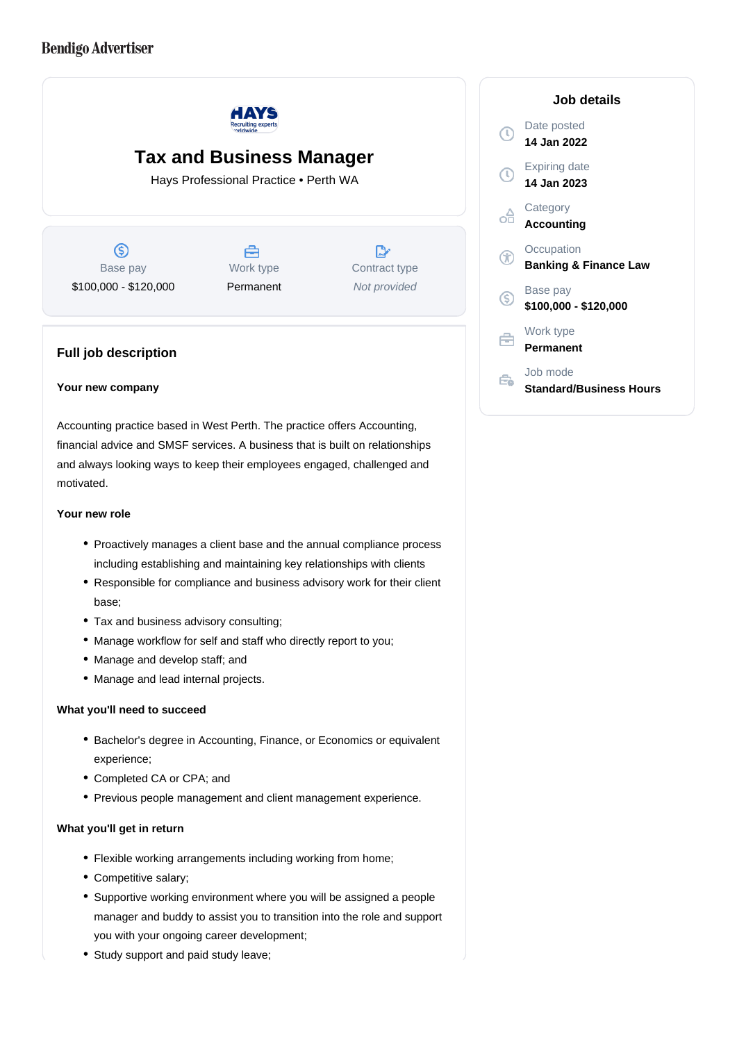Bendigo Advertiser

# Tax and Business Manager

Hays Professional Practice • Perth WA

| Base pay | Work type | Contract type |
| --- | --- | --- |
| $100,000 - $120,000 | Permanent | *Not provided* |

## Full job description

### Your new company

Accounting practice based in West Perth. The practice offers Accounting, financial advice and SMSF services. A business that is built on relationships and always looking ways to keep their employees engaged, challenged and motivated.

### Your new role

- Proactively manages a client base and the annual compliance process including establishing and maintaining key relationships with clients
- Responsible for compliance and business advisory work for their client base;
- Tax and business advisory consulting;
- Manage workflow for self and staff who directly report to you;
- Manage and develop staff; and
- Manage and lead internal projects.

### What you'll need to succeed

- Bachelor's degree in Accounting, Finance, or Economics or equivalent experience;
- Completed CA or CPA; and
- Previous people management and client management experience.

### What you'll get in return

- Flexible working arrangements including working from home;
- Competitive salary;
- Supportive working environment where you will be assigned a people manager and buddy to assist you to transition into the role and support you with your ongoing career development;
- Study support and paid study leave;

## Job details

**Date posted**
14 Jan 2022

**Expiring date**
14 Jan 2023

**Category**
Accounting

**Occupation**
Banking & Finance Law

**Base pay**
$100,000 - $120,000

**Work type**
Permanent

**Job mode**
Standard/Business Hours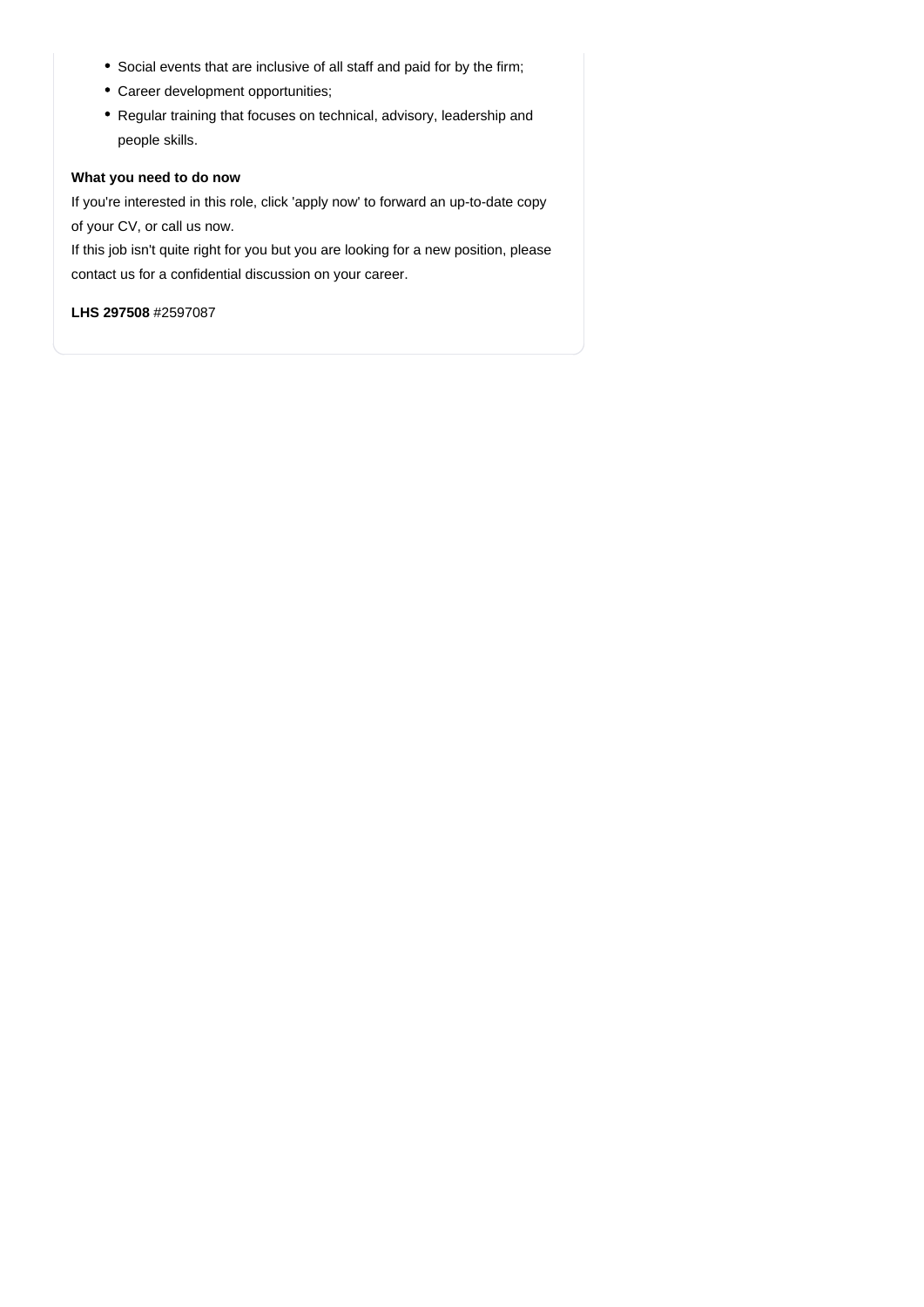- Social events that are inclusive of all staff and paid for by the firm;
- Career development opportunities;
- Regular training that focuses on technical, advisory, leadership and people skills.

**What you need to do now**

If you're interested in this role, click 'apply now' to forward an up-to-date copy of your CV, or call us now.

If this job isn't quite right for you but you are looking for a new position, please contact us for a confidential discussion on your career.

**LHS 297508** #2597087